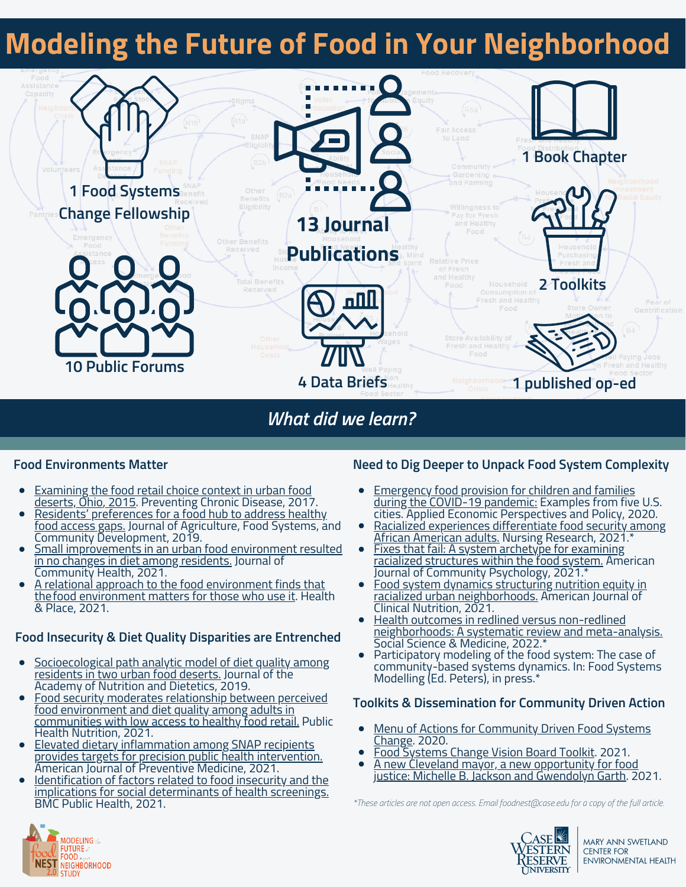# Modeling the Future of Food in Your Neighborhood

- 1 Food Systems Change Fellowship
- 13 Journal Publications
- 1 Book Chapter
- 2 Toolkits
- 10 Public Forums
- 4 Data Briefs
- 1 published op-ed

## *What did we learn?*

### Food Environments Matter

- Examining the food retail choice context in urban food deserts, Ohio, 2015. Preventing Chronic Disease, 2017.
- Residents' preferences for a food hub to address healthy food access gaps. Journal of Agriculture, Food Systems, and Community Development, 2019.
- Small improvements in an urban food environment resulted in no changes in diet among residents. Journal of Community Health, 2021.
- A relational approach to the food environment finds that the food environment matters for those who use it. Health & Place, 2021.

### Food Insecurity & Diet Quality Disparities are Entrenched

- Socioecological path analytic model of diet quality among residents in two urban food deserts. Journal of the Academy of Nutrition and Dietetics, 2019.
- Food security moderates relationship between perceived food environment and diet quality among adults in communities with low access to healthy food retail. Public Health Nutrition, 2021.
- Elevated dietary inflammation among SNAP recipients provides targets for precision public health intervention. American Journal of Preventive Medicine, 2021.
- Identification of factors related to food insecurity and the implications for social determinants of health screenings. BMC Public Health, 2021.

### Need to Dig Deeper to Unpack Food System Complexity

- Emergency food provision for children and families during the COVID-19 pandemic: Examples from five U.S. cities. Applied Economic Perspectives and Policy, 2020.
- Racialized experiences differentiate food security among African American adults. Nursing Research, 2021.*
- Fixes that fail: A system archetype for examining racialized structures within the food system. American Journal of Community Psychology, 2021.*
- Food system dynamics structuring nutrition equity in racialized urban neighborhoods. American Journal of Clinical Nutrition, 2021.
- Health outcomes in redlined versus non-redlined neighborhoods: A systematic review and meta-analysis. Social Science & Medicine, 2022.*
- Participatory modeling of the food system: The case of community-based systems dynamics. In: Food Systems Modelling (Ed. Peters), in press.*

### Toolkits & Dissemination for Community Driven Action

- Menu of Actions for Community Driven Food Systems Change. 2020.
- Food Systems Change Vision Board Toolkit. 2021.
- A new Cleveland mayor, a new opportunity for food justice: Michelle B. Jackson and Gwendolyn Garth. 2021.

*\*These articles are not open access. Email foodnest@case.edu for a copy of the full article.*

Modeling the Future of Food in Your Neighborhood Study (food NEST 2.0)

Case Western Reserve University — Mary Ann Swetland Center for Environmental Health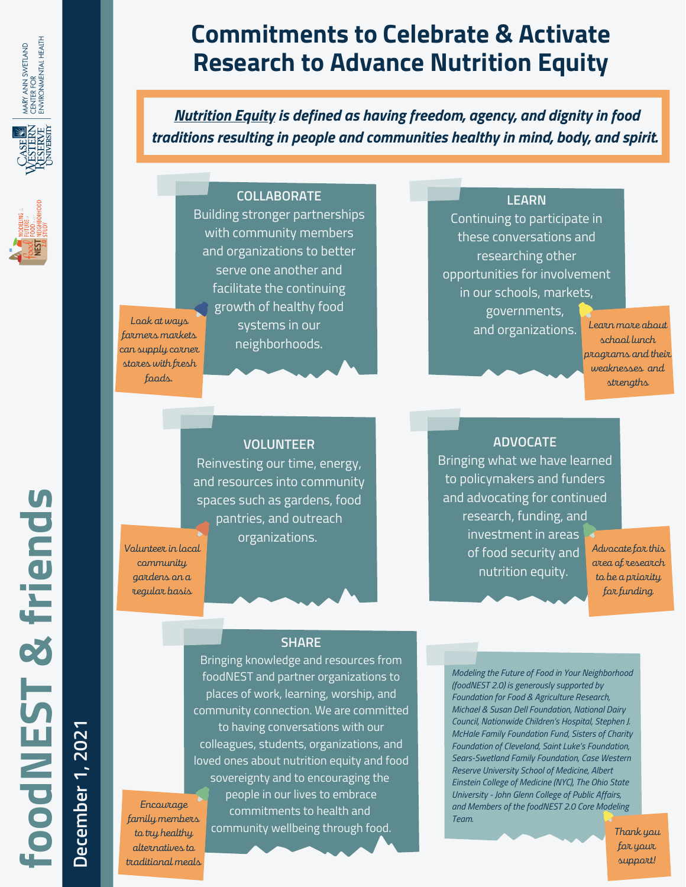# Commitments to Celebrate & Activate Research to Advance Nutrition Equity

***Nutrition Equity** is defined as having freedom, agency, and dignity in food traditions resulting in people and communities healthy in mind, body, and spirit.*

## COLLABORATE

Building stronger partnerships with community members and organizations to better serve one another and facilitate the continuing growth of healthy food systems in our neighborhoods.

*Look at ways farmers markets can supply corner stores with fresh foods.*

## LEARN

Continuing to participate in these conversations and researching other opportunities for involvement in our schools, markets, governments, and organizations.

*Learn more about school lunch programs and their weaknesses and strengths*

## VOLUNTEER

Reinvesting our time, energy, and resources into community spaces such as gardens, food pantries, and outreach organizations.

*Volunteer in local community gardens on a regular basis*

## ADVOCATE

Bringing what we have learned to policymakers and funders and advocating for continued research, funding, and investment in areas of food security and nutrition equity.

*Advocate for this area of research to be a priority for funding*

## SHARE

Bringing knowledge and resources from foodNEST and partner organizations to places of work, learning, worship, and community connection. We are committed to having conversations with our colleagues, students, organizations, and loved ones about nutrition equity and food sovereignty and to encouraging the people in our lives to embrace commitments to health and community wellbeing through food.

*Encourage family members to try healthy alternatives to traditional meals*

*Modeling the Future of Food in Your Neighborhood (foodNEST 2.0) is generously supported by Foundation for Food & Agriculture Research, Michael & Susan Dell Foundation, National Dairy Council, Nationwide Children's Hospital, Stephen J. McHale Family Foundation Fund, Sisters of Charity Foundation of Cleveland, Saint Luke's Foundation, Sears-Swetland Family Foundation, Case Western Reserve University School of Medicine, Albert Einstein College of Medicine (NYC), The Ohio State University - John Glenn College of Public Affairs, and Members of the foodNEST 2.0 Core Modeling Team.*

*Thank you for your support!*

foodNEST & friends

December 1, 2021

Mary Ann Swetland Center for Environmental Health

Case Western Reserve University

Modeling Future Food Neighborhood foodNEST 2.0 Study